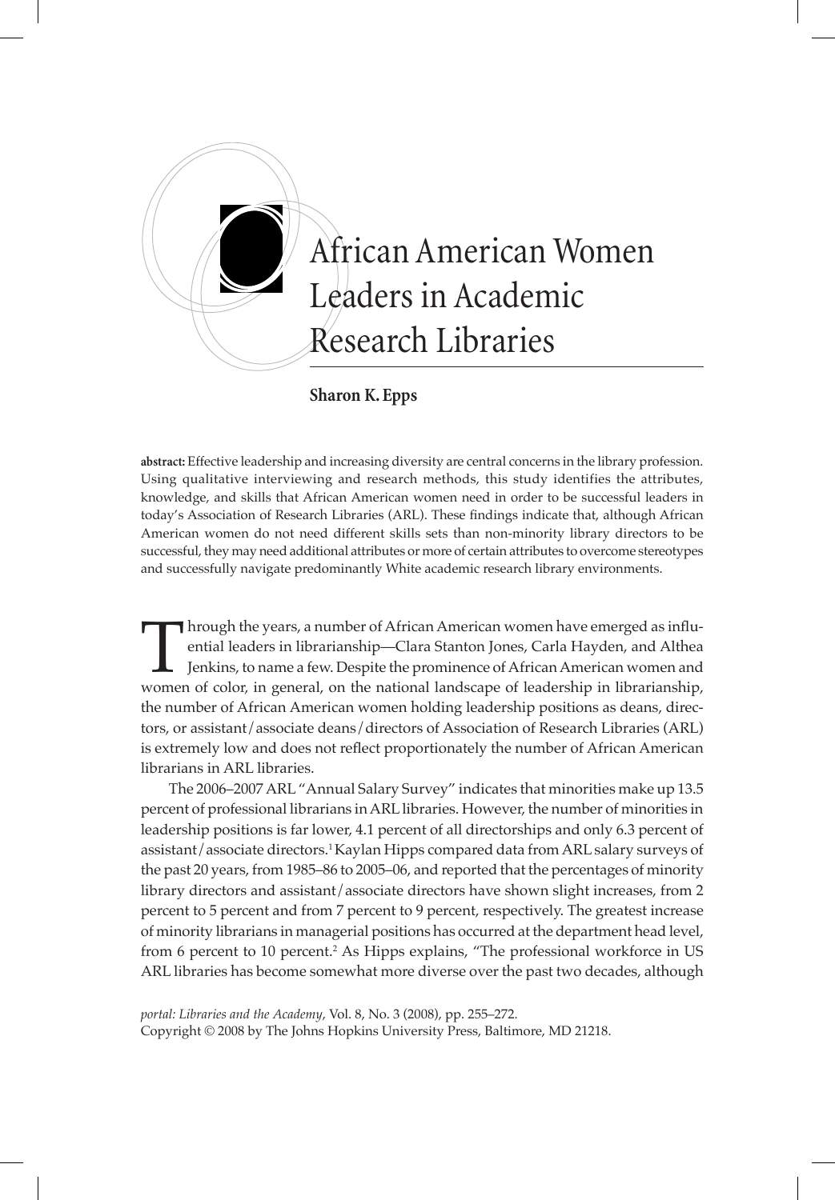# African American Women Leaders in Academic Research Libraries

**Sharon K. Epps**

**abstract:** Effective leadership and increasing diversity are central concerns in the library profession. Using qualitative interviewing and research methods, this study identifies the attributes, knowledge, and skills that African American women need in order to be successful leaders in today's Association of Research Libraries (ARL). These findings indicate that, although African American women do not need different skills sets than non-minority library directors to be successful, they may need additional attributes or more of certain attributes to overcome stereotypes and successfully navigate predominantly White academic research library environments.

Through the years, a number of African American women have emerged as influential leaders in librarianship—Clara Stanton Jones, Carla Hayden, and Althea Jenkins, to name a few. Despite the prominence of African American women and women of color, in general, on the national landscape of leadership in librarianship, the number of African American women holding leadership positions as deans, directors, or assistant/associate deans/directors of Association of Research Libraries (ARL) is extremely low and does not reflect proportionately the number of African American librarians in ARL libraries.

The 2006–2007 ARL "Annual Salary Survey" indicates that minorities make up 13.5 percent of professional librarians in ARL libraries. However, the number of minorities in leadership positions is far lower, 4.1 percent of all directorships and only 6.3 percent of assistant/associate directors.[1] Kaylan Hipps compared data from ARL salary surveys of the past 20 years, from 1985–86 to 2005–06, and reported that the percentages of minority library directors and assistant/associate directors have shown slight increases, from 2 percent to 5 percent and from 7 percent to 9 percent, respectively. The greatest increase of minority librarians in managerial positions has occurred at the department head level, from 6 percent to 10 percent.[2] As Hipps explains, "The professional workforce in US ARL libraries has become somewhat more diverse over the past two decades, although

*portal: Libraries and the Academy*, Vol. 8, No. 3 (2008), pp. 255–272.
Copyright © 2008 by The Johns Hopkins University Press, Baltimore, MD 21218.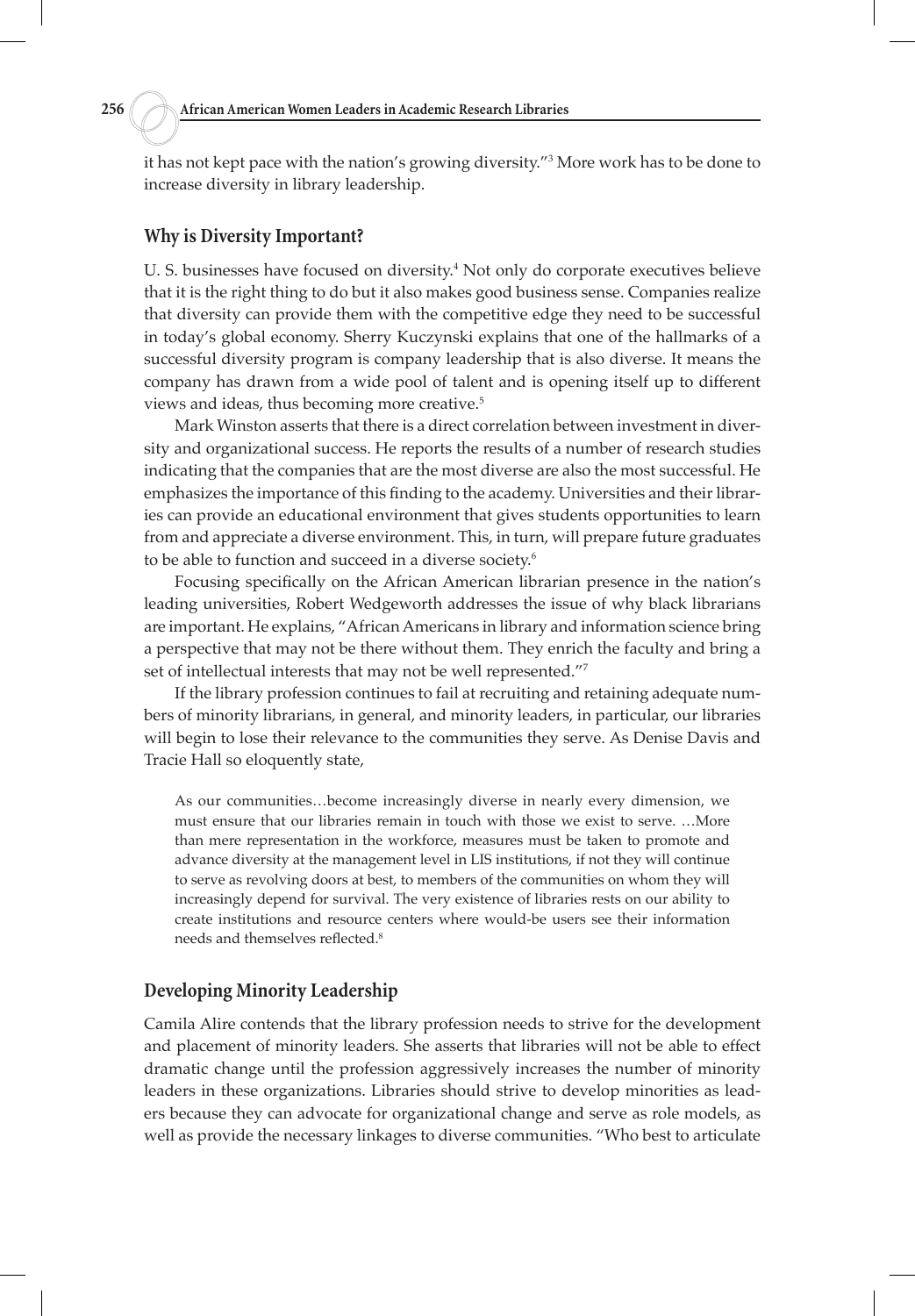it has not kept pace with the nation's growing diversity."[3] More work has to be done to increase diversity in library leadership.

## Why is Diversity Important?

U. S. businesses have focused on diversity.[4] Not only do corporate executives believe that it is the right thing to do but it also makes good business sense. Companies realize that diversity can provide them with the competitive edge they need to be successful in today's global economy. Sherry Kuczynski explains that one of the hallmarks of a successful diversity program is company leadership that is also diverse. It means the company has drawn from a wide pool of talent and is opening itself up to different views and ideas, thus becoming more creative.[5]

Mark Winston asserts that there is a direct correlation between investment in diversity and organizational success. He reports the results of a number of research studies indicating that the companies that are the most diverse are also the most successful. He emphasizes the importance of this finding to the academy. Universities and their libraries can provide an educational environment that gives students opportunities to learn from and appreciate a diverse environment. This, in turn, will prepare future graduates to be able to function and succeed in a diverse society.[6]

Focusing specifically on the African American librarian presence in the nation's leading universities, Robert Wedgeworth addresses the issue of why black librarians are important. He explains, "African Americans in library and information science bring a perspective that may not be there without them. They enrich the faculty and bring a set of intellectual interests that may not be well represented."[7]

If the library profession continues to fail at recruiting and retaining adequate numbers of minority librarians, in general, and minority leaders, in particular, our libraries will begin to lose their relevance to the communities they serve. As Denise Davis and Tracie Hall so eloquently state,

> As our communities…become increasingly diverse in nearly every dimension, we must ensure that our libraries remain in touch with those we exist to serve. …More than mere representation in the workforce, measures must be taken to promote and advance diversity at the management level in LIS institutions, if not they will continue to serve as revolving doors at best, to members of the communities on whom they will increasingly depend for survival. The very existence of libraries rests on our ability to create institutions and resource centers where would-be users see their information needs and themselves reflected.[8]

## Developing Minority Leadership

Camila Alire contends that the library profession needs to strive for the development and placement of minority leaders. She asserts that libraries will not be able to effect dramatic change until the profession aggressively increases the number of minority leaders in these organizations. Libraries should strive to develop minorities as leaders because they can advocate for organizational change and serve as role models, as well as provide the necessary linkages to diverse communities. "Who best to articulate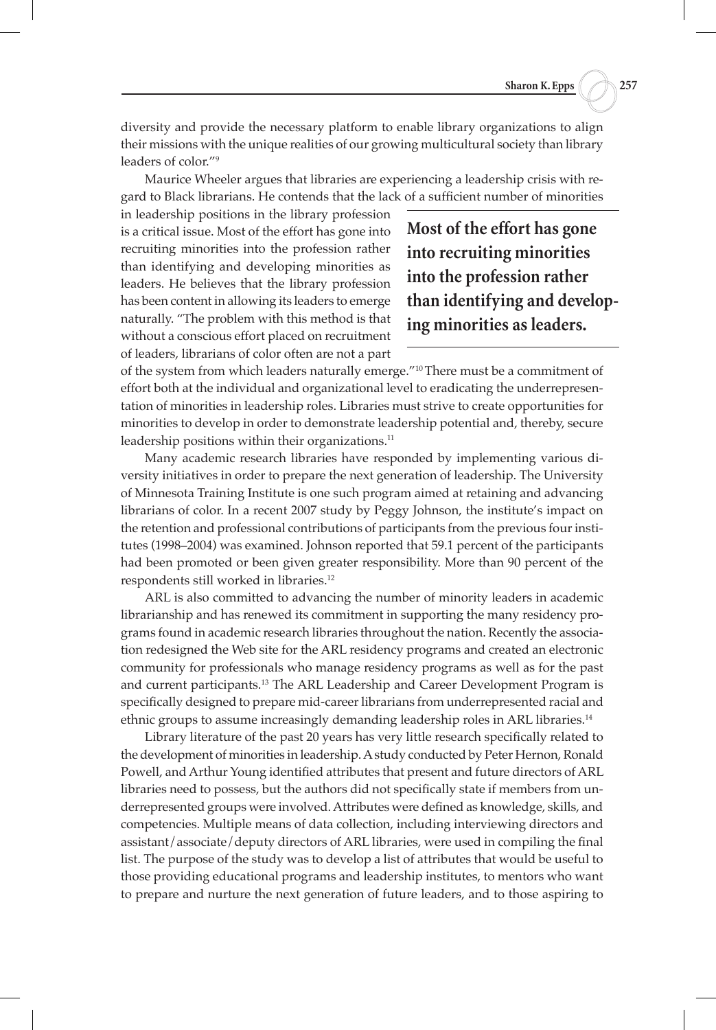diversity and provide the necessary platform to enable library organizations to align their missions with the unique realities of our growing multicultural society than library leaders of color."[9]

Maurice Wheeler argues that libraries are experiencing a leadership crisis with regard to Black librarians. He contends that the lack of a sufficient number of minorities in leadership positions in the library profession is a critical issue. Most of the effort has gone into recruiting minorities into the profession rather than identifying and developing minorities as leaders. He believes that the library profession has been content in allowing its leaders to emerge naturally. "The problem with this method is that without a conscious effort placed on recruitment of leaders, librarians of color often are not a part of the system from which leaders naturally emerge."[10] There must be a commitment of effort both at the individual and organizational level to eradicating the underrepresentation of minorities in leadership roles. Libraries must strive to create opportunities for minorities to develop in order to demonstrate leadership potential and, thereby, secure leadership positions within their organizations.[11]

**Most of the effort has gone into recruiting minorities into the profession rather than identifying and developing minorities as leaders.**

Many academic research libraries have responded by implementing various diversity initiatives in order to prepare the next generation of leadership. The University of Minnesota Training Institute is one such program aimed at retaining and advancing librarians of color. In a recent 2007 study by Peggy Johnson, the institute's impact on the retention and professional contributions of participants from the previous four institutes (1998–2004) was examined. Johnson reported that 59.1 percent of the participants had been promoted or been given greater responsibility. More than 90 percent of the respondents still worked in libraries.[12]

ARL is also committed to advancing the number of minority leaders in academic librarianship and has renewed its commitment in supporting the many residency programs found in academic research libraries throughout the nation. Recently the association redesigned the Web site for the ARL residency programs and created an electronic community for professionals who manage residency programs as well as for the past and current participants.[13] The ARL Leadership and Career Development Program is specifically designed to prepare mid-career librarians from underrepresented racial and ethnic groups to assume increasingly demanding leadership roles in ARL libraries.[14]

Library literature of the past 20 years has very little research specifically related to the development of minorities in leadership. A study conducted by Peter Hernon, Ronald Powell, and Arthur Young identified attributes that present and future directors of ARL libraries need to possess, but the authors did not specifically state if members from underrepresented groups were involved. Attributes were defined as knowledge, skills, and competencies. Multiple means of data collection, including interviewing directors and assistant/associate/deputy directors of ARL libraries, were used in compiling the final list. The purpose of the study was to develop a list of attributes that would be useful to those providing educational programs and leadership institutes, to mentors who want to prepare and nurture the next generation of future leaders, and to those aspiring to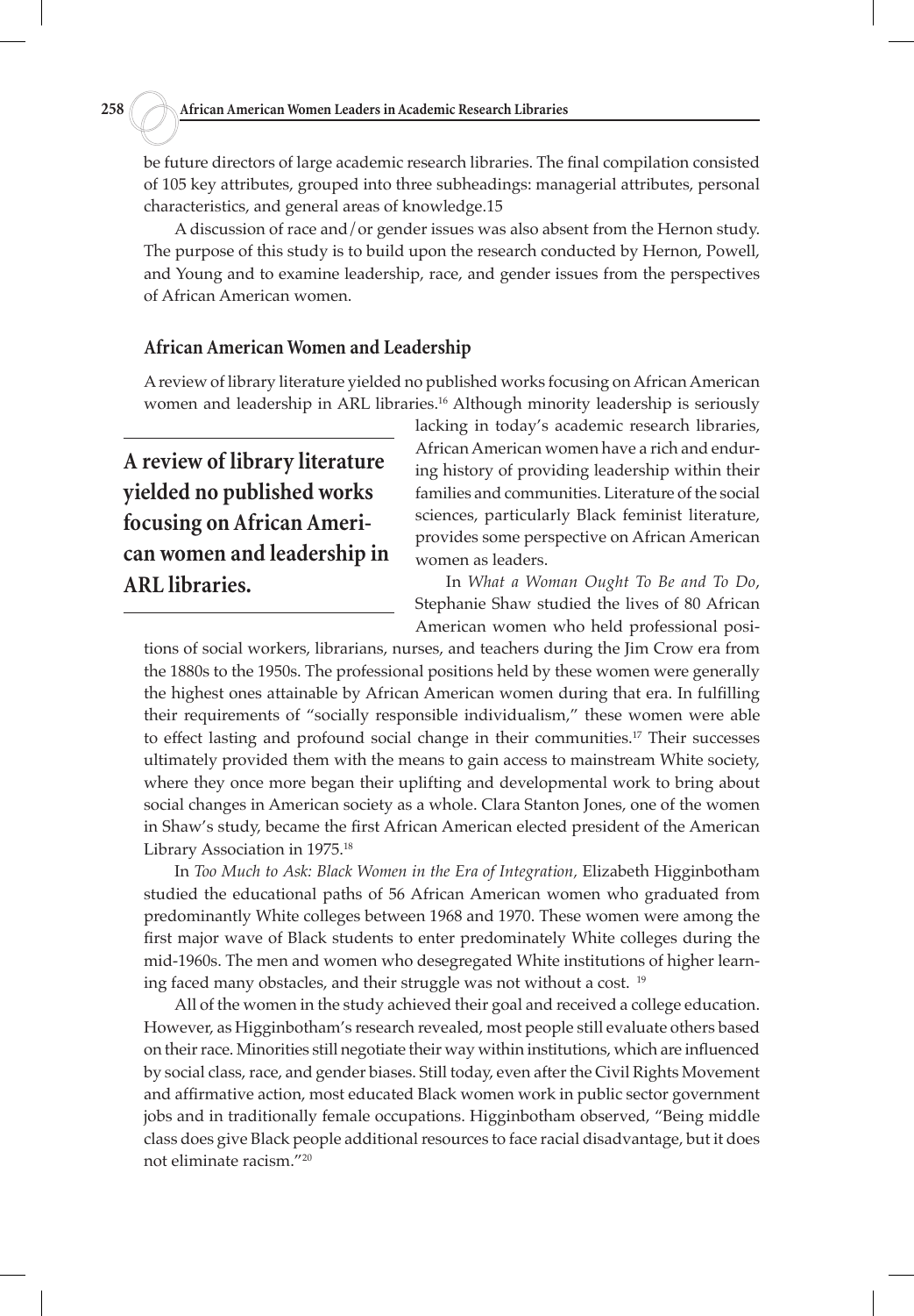be future directors of large academic research libraries. The final compilation consisted of 105 key attributes, grouped into three subheadings: managerial attributes, personal characteristics, and general areas of knowledge.15

A discussion of race and/or gender issues was also absent from the Hernon study. The purpose of this study is to build upon the research conducted by Hernon, Powell, and Young and to examine leadership, race, and gender issues from the perspectives of African American women.

### African American Women and Leadership

A review of library literature yielded no published works focusing on African American women and leadership in ARL libraries.[16] Although minority leadership is seriously lacking in today's academic research libraries, African American women have a rich and enduring history of providing leadership within their families and communities. Literature of the social sciences, particularly Black feminist literature, provides some perspective on African American women as leaders.

**A review of library literature yielded no published works focusing on African American women and leadership in ARL libraries.**

In *What a Woman Ought To Be and To Do*, Stephanie Shaw studied the lives of 80 African American women who held professional positions of social workers, librarians, nurses, and teachers during the Jim Crow era from the 1880s to the 1950s. The professional positions held by these women were generally the highest ones attainable by African American women during that era. In fulfilling their requirements of "socially responsible individualism," these women were able to effect lasting and profound social change in their communities.[17] Their successes ultimately provided them with the means to gain access to mainstream White society, where they once more began their uplifting and developmental work to bring about social changes in American society as a whole. Clara Stanton Jones, one of the women in Shaw's study, became the first African American elected president of the American Library Association in 1975.[18]

In *Too Much to Ask: Black Women in the Era of Integration,* Elizabeth Higginbotham studied the educational paths of 56 African American women who graduated from predominantly White colleges between 1968 and 1970. These women were among the first major wave of Black students to enter predominately White colleges during the mid-1960s. The men and women who desegregated White institutions of higher learning faced many obstacles, and their struggle was not without a cost. [19]

All of the women in the study achieved their goal and received a college education. However, as Higginbotham's research revealed, most people still evaluate others based on their race. Minorities still negotiate their way within institutions, which are influenced by social class, race, and gender biases. Still today, even after the Civil Rights Movement and affirmative action, most educated Black women work in public sector government jobs and in traditionally female occupations. Higginbotham observed, "Being middle class does give Black people additional resources to face racial disadvantage, but it does not eliminate racism."[20]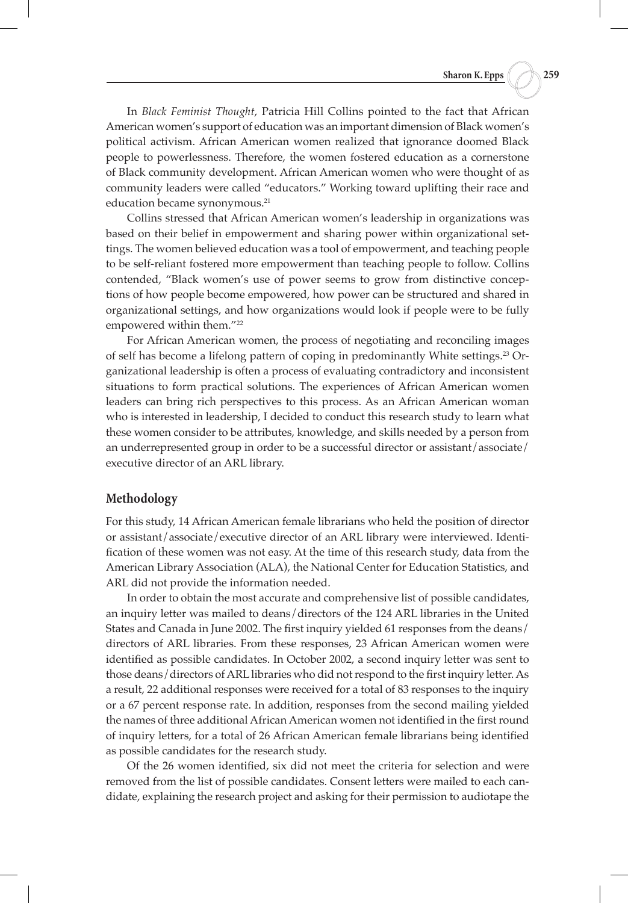In *Black Feminist Thought*, Patricia Hill Collins pointed to the fact that African American women's support of education was an important dimension of Black women's political activism. African American women realized that ignorance doomed Black people to powerlessness. Therefore, the women fostered education as a cornerstone of Black community development. African American women who were thought of as community leaders were called "educators." Working toward uplifting their race and education became synonymous.[21]

Collins stressed that African American women's leadership in organizations was based on their belief in empowerment and sharing power within organizational settings. The women believed education was a tool of empowerment, and teaching people to be self-reliant fostered more empowerment than teaching people to follow. Collins contended, "Black women's use of power seems to grow from distinctive conceptions of how people become empowered, how power can be structured and shared in organizational settings, and how organizations would look if people were to be fully empowered within them."[22]

For African American women, the process of negotiating and reconciling images of self has become a lifelong pattern of coping in predominantly White settings.[23] Organizational leadership is often a process of evaluating contradictory and inconsistent situations to form practical solutions. The experiences of African American women leaders can bring rich perspectives to this process. As an African American woman who is interested in leadership, I decided to conduct this research study to learn what these women consider to be attributes, knowledge, and skills needed by a person from an underrepresented group in order to be a successful director or assistant/associate/executive director of an ARL library.

## Methodology

For this study, 14 African American female librarians who held the position of director or assistant/associate/executive director of an ARL library were interviewed. Identification of these women was not easy. At the time of this research study, data from the American Library Association (ALA), the National Center for Education Statistics, and ARL did not provide the information needed.

In order to obtain the most accurate and comprehensive list of possible candidates, an inquiry letter was mailed to deans/directors of the 124 ARL libraries in the United States and Canada in June 2002. The first inquiry yielded 61 responses from the deans/directors of ARL libraries. From these responses, 23 African American women were identified as possible candidates. In October 2002, a second inquiry letter was sent to those deans/directors of ARL libraries who did not respond to the first inquiry letter. As a result, 22 additional responses were received for a total of 83 responses to the inquiry or a 67 percent response rate. In addition, responses from the second mailing yielded the names of three additional African American women not identified in the first round of inquiry letters, for a total of 26 African American female librarians being identified as possible candidates for the research study.

Of the 26 women identified, six did not meet the criteria for selection and were removed from the list of possible candidates. Consent letters were mailed to each candidate, explaining the research project and asking for their permission to audiotape the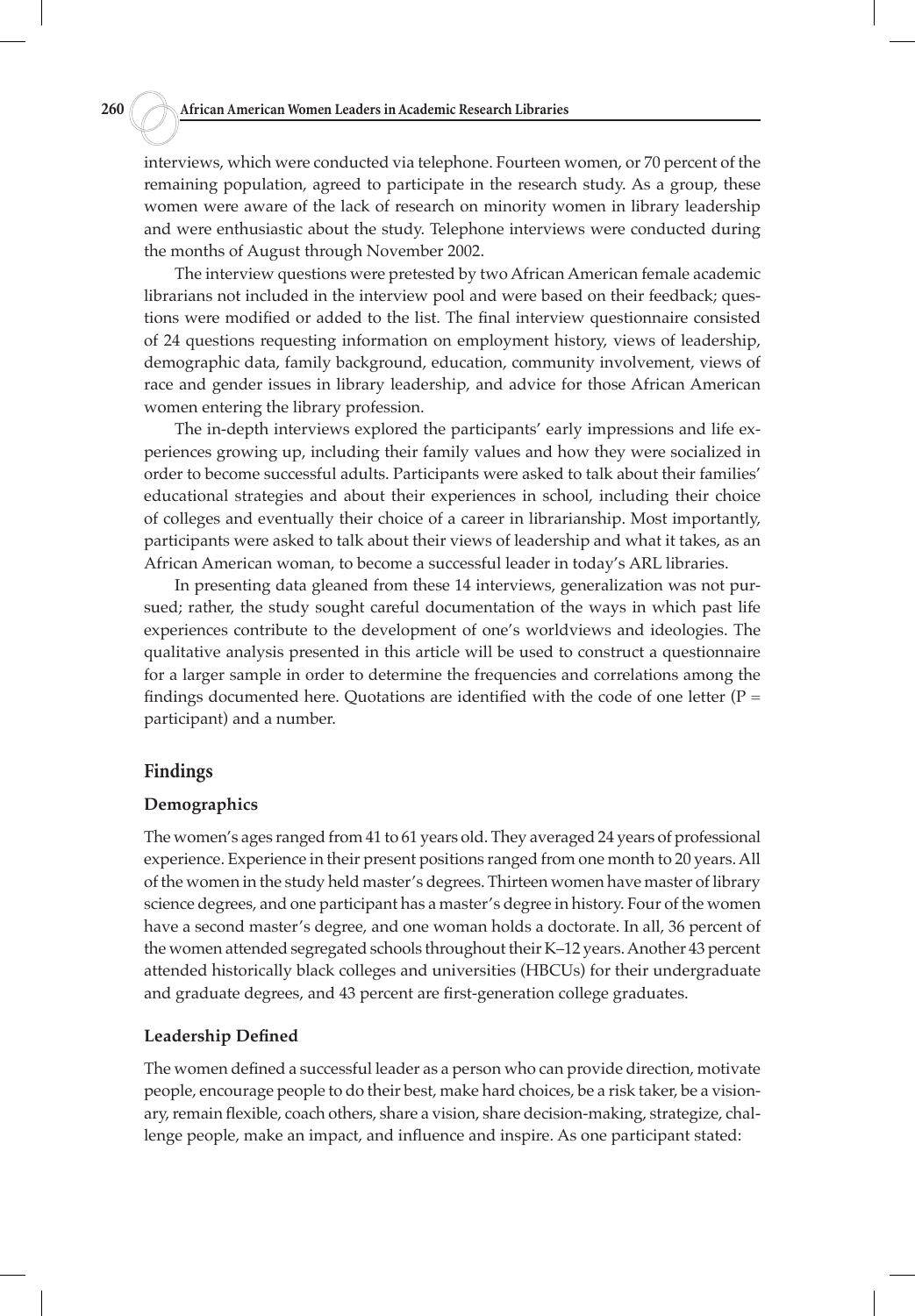interviews, which were conducted via telephone. Fourteen women, or 70 percent of the remaining population, agreed to participate in the research study. As a group, these women were aware of the lack of research on minority women in library leadership and were enthusiastic about the study. Telephone interviews were conducted during the months of August through November 2002.

The interview questions were pretested by two African American female academic librarians not included in the interview pool and were based on their feedback; questions were modified or added to the list. The final interview questionnaire consisted of 24 questions requesting information on employment history, views of leadership, demographic data, family background, education, community involvement, views of race and gender issues in library leadership, and advice for those African American women entering the library profession.

The in-depth interviews explored the participants' early impressions and life experiences growing up, including their family values and how they were socialized in order to become successful adults. Participants were asked to talk about their families' educational strategies and about their experiences in school, including their choice of colleges and eventually their choice of a career in librarianship. Most importantly, participants were asked to talk about their views of leadership and what it takes, as an African American woman, to become a successful leader in today's ARL libraries.

In presenting data gleaned from these 14 interviews, generalization was not pursued; rather, the study sought careful documentation of the ways in which past life experiences contribute to the development of one's worldviews and ideologies. The qualitative analysis presented in this article will be used to construct a questionnaire for a larger sample in order to determine the frequencies and correlations among the findings documented here. Quotations are identified with the code of one letter (P = participant) and a number.

## Findings

### Demographics

The women's ages ranged from 41 to 61 years old. They averaged 24 years of professional experience. Experience in their present positions ranged from one month to 20 years. All of the women in the study held master's degrees. Thirteen women have master of library science degrees, and one participant has a master's degree in history. Four of the women have a second master's degree, and one woman holds a doctorate. In all, 36 percent of the women attended segregated schools throughout their K–12 years. Another 43 percent attended historically black colleges and universities (HBCUs) for their undergraduate and graduate degrees, and 43 percent are first-generation college graduates.

### Leadership Defined

The women defined a successful leader as a person who can provide direction, motivate people, encourage people to do their best, make hard choices, be a risk taker, be a visionary, remain flexible, coach others, share a vision, share decision-making, strategize, challenge people, make an impact, and influence and inspire. As one participant stated: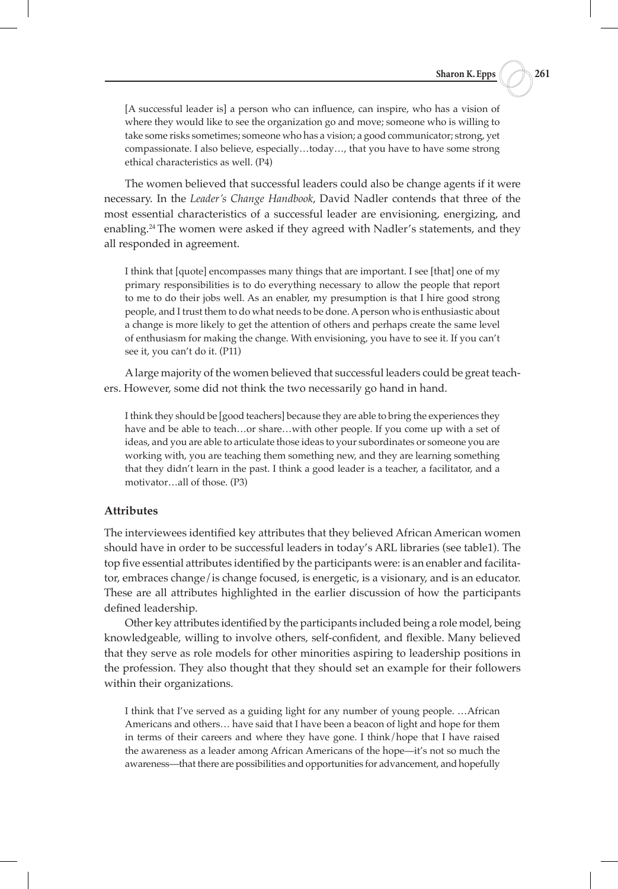> [A successful leader is] a person who can influence, can inspire, who has a vision of where they would like to see the organization go and move; someone who is willing to take some risks sometimes; someone who has a vision; a good communicator; strong, yet compassionate. I also believe, especially…today…, that you have to have some strong ethical characteristics as well. (P4)

The women believed that successful leaders could also be change agents if it were necessary. In the *Leader's Change Handbook*, David Nadler contends that three of the most essential characteristics of a successful leader are envisioning, energizing, and enabling.[24] The women were asked if they agreed with Nadler's statements, and they all responded in agreement.

> I think that [quote] encompasses many things that are important. I see [that] one of my primary responsibilities is to do everything necessary to allow the people that report to me to do their jobs well. As an enabler, my presumption is that I hire good strong people, and I trust them to do what needs to be done. A person who is enthusiastic about a change is more likely to get the attention of others and perhaps create the same level of enthusiasm for making the change. With envisioning, you have to see it. If you can't see it, you can't do it. (P11)

A large majority of the women believed that successful leaders could be great teachers. However, some did not think the two necessarily go hand in hand.

> I think they should be [good teachers] because they are able to bring the experiences they have and be able to teach…or share…with other people. If you come up with a set of ideas, and you are able to articulate those ideas to your subordinates or someone you are working with, you are teaching them something new, and they are learning something that they didn't learn in the past. I think a good leader is a teacher, a facilitator, and a motivator…all of those. (P3)

### Attributes

The interviewees identified key attributes that they believed African American women should have in order to be successful leaders in today's ARL libraries (see table1). The top five essential attributes identified by the participants were: is an enabler and facilitator, embraces change/is change focused, is energetic, is a visionary, and is an educator. These are all attributes highlighted in the earlier discussion of how the participants defined leadership.

Other key attributes identified by the participants included being a role model, being knowledgeable, willing to involve others, self-confident, and flexible. Many believed that they serve as role models for other minorities aspiring to leadership positions in the profession. They also thought that they should set an example for their followers within their organizations.

> I think that I've served as a guiding light for any number of young people. …African Americans and others… have said that I have been a beacon of light and hope for them in terms of their careers and where they have gone. I think/hope that I have raised the awareness as a leader among African Americans of the hope—it's not so much the awareness—that there are possibilities and opportunities for advancement, and hopefully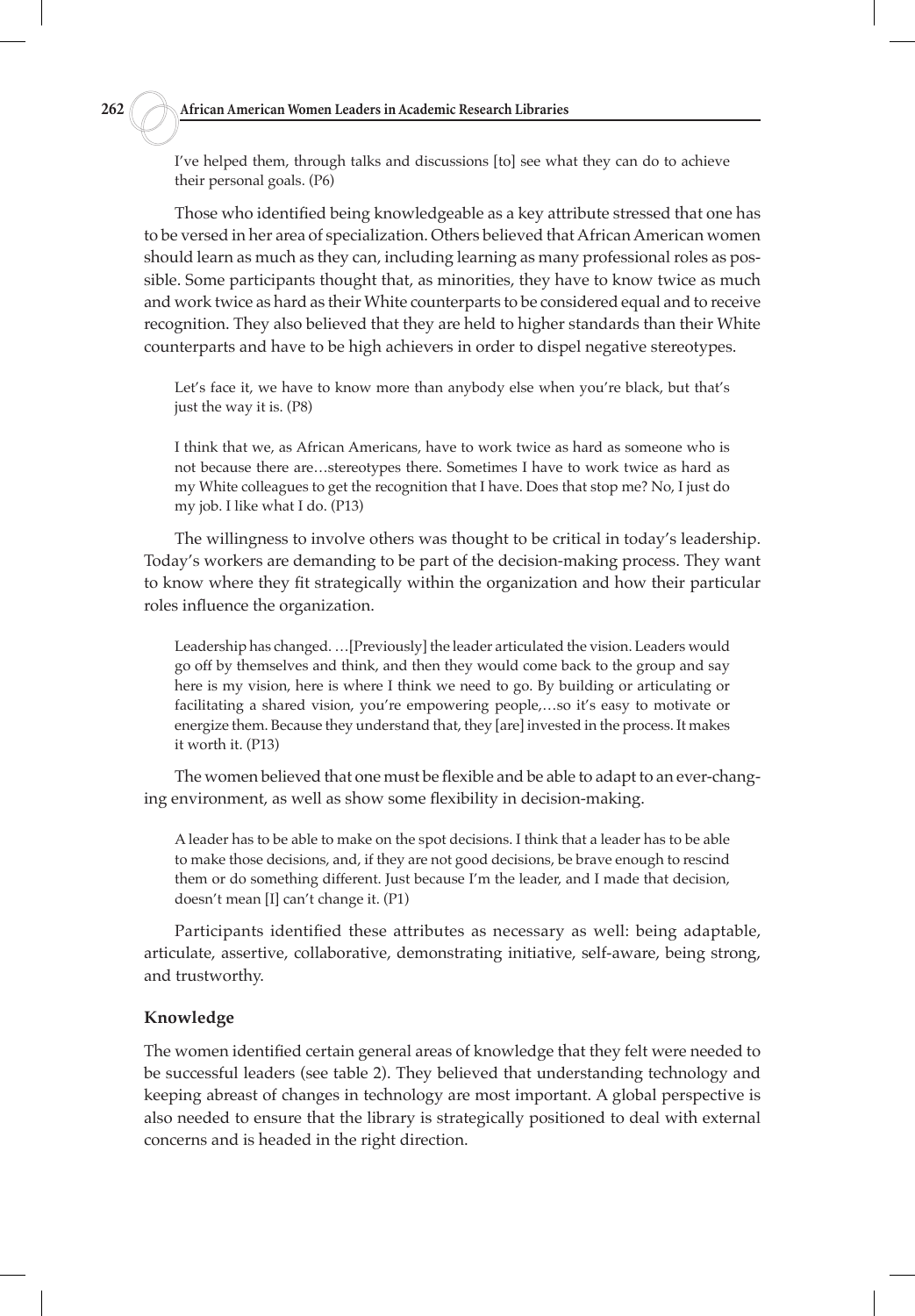> I've helped them, through talks and discussions [to] see what they can do to achieve their personal goals. (P6)

Those who identified being knowledgeable as a key attribute stressed that one has to be versed in her area of specialization. Others believed that African American women should learn as much as they can, including learning as many professional roles as possible. Some participants thought that, as minorities, they have to know twice as much and work twice as hard as their White counterparts to be considered equal and to receive recognition. They also believed that they are held to higher standards than their White counterparts and have to be high achievers in order to dispel negative stereotypes.

> Let's face it, we have to know more than anybody else when you're black, but that's just the way it is. (P8)

> I think that we, as African Americans, have to work twice as hard as someone who is not because there are…stereotypes there. Sometimes I have to work twice as hard as my White colleagues to get the recognition that I have. Does that stop me? No, I just do my job. I like what I do. (P13)

The willingness to involve others was thought to be critical in today's leadership. Today's workers are demanding to be part of the decision-making process. They want to know where they fit strategically within the organization and how their particular roles influence the organization.

> Leadership has changed. …[Previously] the leader articulated the vision. Leaders would go off by themselves and think, and then they would come back to the group and say here is my vision, here is where I think we need to go. By building or articulating or facilitating a shared vision, you're empowering people,…so it's easy to motivate or energize them. Because they understand that, they [are] invested in the process. It makes it worth it. (P13)

The women believed that one must be flexible and be able to adapt to an ever-changing environment, as well as show some flexibility in decision-making.

> A leader has to be able to make on the spot decisions. I think that a leader has to be able to make those decisions, and, if they are not good decisions, be brave enough to rescind them or do something different. Just because I'm the leader, and I made that decision, doesn't mean [I] can't change it. (P1)

Participants identified these attributes as necessary as well: being adaptable, articulate, assertive, collaborative, demonstrating initiative, self-aware, being strong, and trustworthy.

### Knowledge

The women identified certain general areas of knowledge that they felt were needed to be successful leaders (see table 2). They believed that understanding technology and keeping abreast of changes in technology are most important. A global perspective is also needed to ensure that the library is strategically positioned to deal with external concerns and is headed in the right direction.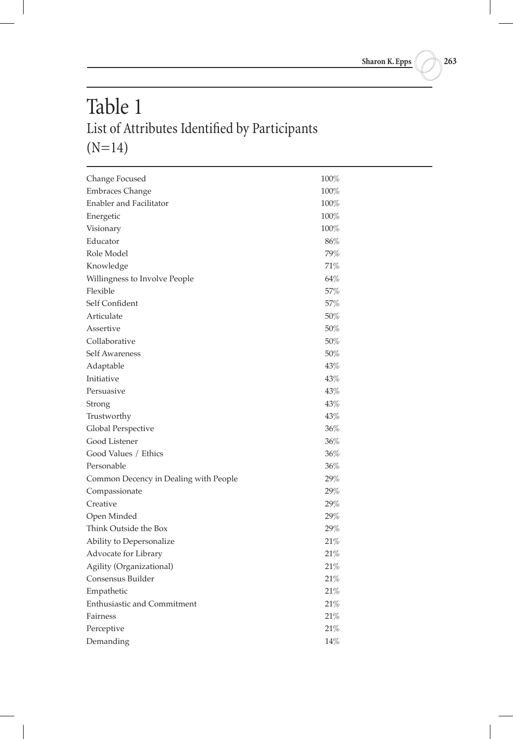# Table 1

List of Attributes Identified by Participants
(N=14)

| Attribute | Percentage |
|---|---|
| Change Focused | 100% |
| Embraces Change | 100% |
| Enabler and Facilitator | 100% |
| Energetic | 100% |
| Visionary | 100% |
| Educator | 86% |
| Role Model | 79% |
| Knowledge | 71% |
| Willingness to Involve People | 64% |
| Flexible | 57% |
| Self Confident | 57% |
| Articulate | 50% |
| Assertive | 50% |
| Collaborative | 50% |
| Self Awareness | 50% |
| Adaptable | 43% |
| Initiative | 43% |
| Persuasive | 43% |
| Strong | 43% |
| Trustworthy | 43% |
| Global Perspective | 36% |
| Good Listener | 36% |
| Good Values / Ethics | 36% |
| Personable | 36% |
| Common Decency in Dealing with People | 29% |
| Compassionate | 29% |
| Creative | 29% |
| Open Minded | 29% |
| Think Outside the Box | 29% |
| Ability to Depersonalize | 21% |
| Advocate for Library | 21% |
| Agility (Organizational) | 21% |
| Consensus Builder | 21% |
| Empathetic | 21% |
| Enthusiastic and Commitment | 21% |
| Fairness | 21% |
| Perceptive | 21% |
| Demanding | 14% |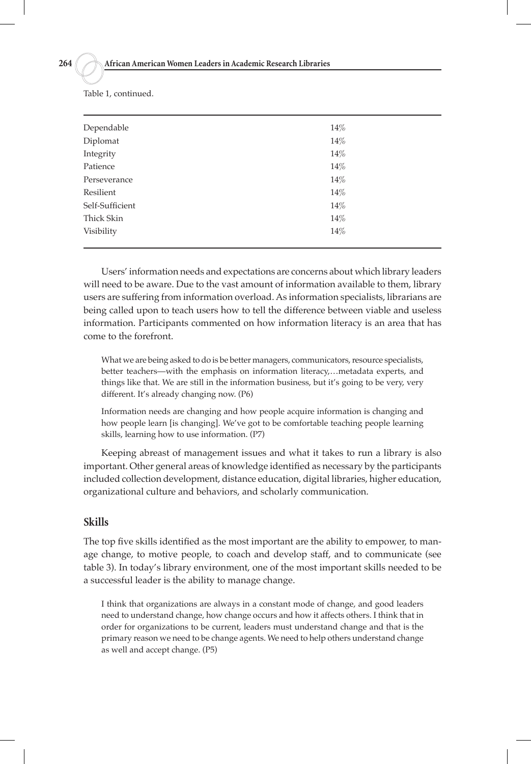Table 1, continued.

| | |
|---|---|
| Dependable | 14% |
| Diplomat | 14% |
| Integrity | 14% |
| Patience | 14% |
| Perseverance | 14% |
| Resilient | 14% |
| Self-Sufficient | 14% |
| Thick Skin | 14% |
| Visibility | 14% |

Users' information needs and expectations are concerns about which library leaders will need to be aware. Due to the vast amount of information available to them, library users are suffering from information overload. As information specialists, librarians are being called upon to teach users how to tell the difference between viable and useless information. Participants commented on how information literacy is an area that has come to the forefront.

> What we are being asked to do is be better managers, communicators, resource specialists, better teachers—with the emphasis on information literacy,…metadata experts, and things like that. We are still in the information business, but it's going to be very, very different. It's already changing now. (P6)

> Information needs are changing and how people acquire information is changing and how people learn [is changing]. We've got to be comfortable teaching people learning skills, learning how to use information. (P7)

Keeping abreast of management issues and what it takes to run a library is also important. Other general areas of knowledge identified as necessary by the participants included collection development, distance education, digital libraries, higher education, organizational culture and behaviors, and scholarly communication.

## Skills

The top five skills identified as the most important are the ability to empower, to manage change, to motive people, to coach and develop staff, and to communicate (see table 3). In today's library environment, one of the most important skills needed to be a successful leader is the ability to manage change.

> I think that organizations are always in a constant mode of change, and good leaders need to understand change, how change occurs and how it affects others. I think that in order for organizations to be current, leaders must understand change and that is the primary reason we need to be change agents. We need to help others understand change as well and accept change. (P5)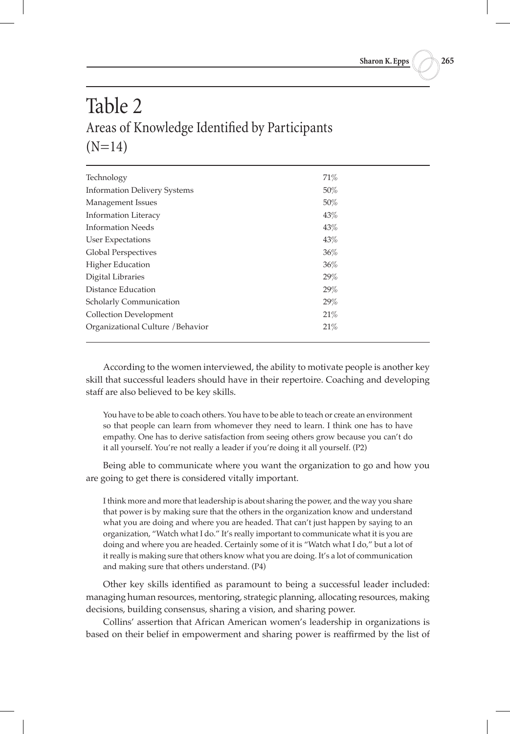## Table 2
Areas of Knowledge Identified by Participants (N=14)

| Area | Percentage |
| --- | --- |
| Technology | 71% |
| Information Delivery Systems | 50% |
| Management Issues | 50% |
| Information Literacy | 43% |
| Information Needs | 43% |
| User Expectations | 43% |
| Global Perspectives | 36% |
| Higher Education | 36% |
| Digital Libraries | 29% |
| Distance Education | 29% |
| Scholarly Communication | 29% |
| Collection Development | 21% |
| Organizational Culture /Behavior | 21% |

According to the women interviewed, the ability to motivate people is another key skill that successful leaders should have in their repertoire. Coaching and developing staff are also believed to be key skills.

> You have to be able to coach others. You have to be able to teach or create an environment so that people can learn from whomever they need to learn. I think one has to have empathy. One has to derive satisfaction from seeing others grow because you can't do it all yourself. You're not really a leader if you're doing it all yourself. (P2)

Being able to communicate where you want the organization to go and how you are going to get there is considered vitally important.

> I think more and more that leadership is about sharing the power, and the way you share that power is by making sure that the others in the organization know and understand what you are doing and where you are headed. That can't just happen by saying to an organization, "Watch what I do." It's really important to communicate what it is you are doing and where you are headed. Certainly some of it is "Watch what I do," but a lot of it really is making sure that others know what you are doing. It's a lot of communication and making sure that others understand. (P4)

Other key skills identified as paramount to being a successful leader included: managing human resources, mentoring, strategic planning, allocating resources, making decisions, building consensus, sharing a vision, and sharing power.

Collins' assertion that African American women's leadership in organizations is based on their belief in empowerment and sharing power is reaffirmed by the list of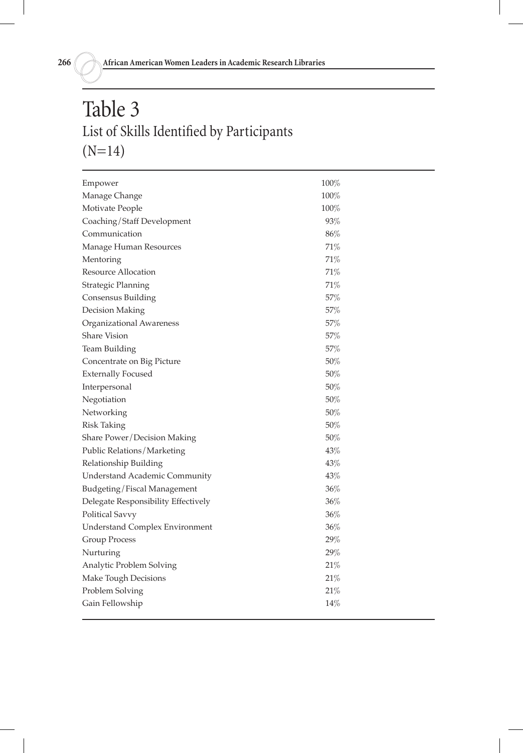# Table 3

## List of Skills Identified by Participants (N=14)

| Skill | Percentage |
|---|---|
| Empower | 100% |
| Manage Change | 100% |
| Motivate People | 100% |
| Coaching/Staff Development | 93% |
| Communication | 86% |
| Manage Human Resources | 71% |
| Mentoring | 71% |
| Resource Allocation | 71% |
| Strategic Planning | 71% |
| Consensus Building | 57% |
| Decision Making | 57% |
| Organizational Awareness | 57% |
| Share Vision | 57% |
| Team Building | 57% |
| Concentrate on Big Picture | 50% |
| Externally Focused | 50% |
| Interpersonal | 50% |
| Negotiation | 50% |
| Networking | 50% |
| Risk Taking | 50% |
| Share Power/Decision Making | 50% |
| Public Relations/Marketing | 43% |
| Relationship Building | 43% |
| Understand Academic Community | 43% |
| Budgeting/Fiscal Management | 36% |
| Delegate Responsibility Effectively | 36% |
| Political Savvy | 36% |
| Understand Complex Environment | 36% |
| Group Process | 29% |
| Nurturing | 29% |
| Analytic Problem Solving | 21% |
| Make Tough Decisions | 21% |
| Problem Solving | 21% |
| Gain Fellowship | 14% |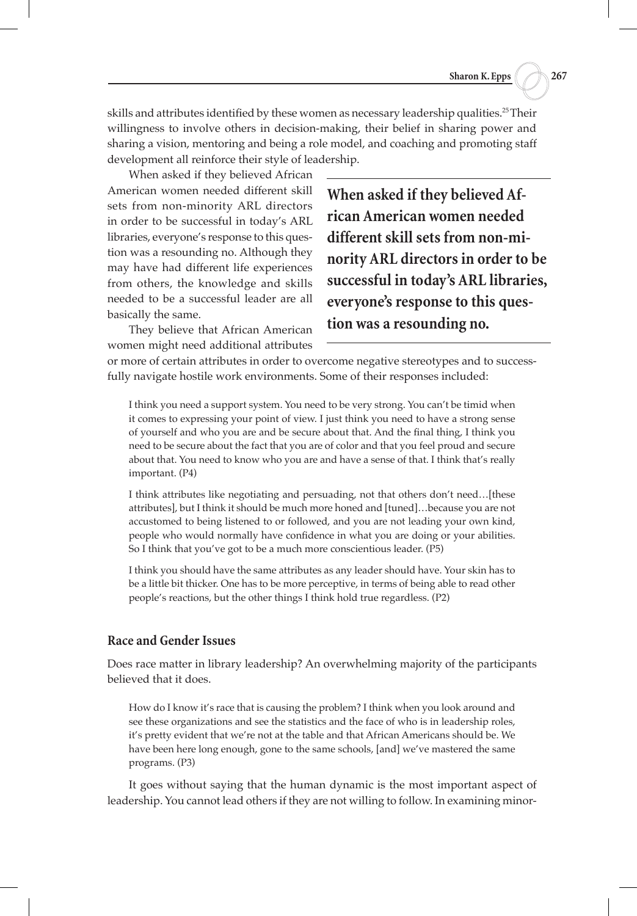skills and attributes identified by these women as necessary leadership qualities.[25] Their willingness to involve others in decision-making, their belief in sharing power and sharing a vision, mentoring and being a role model, and coaching and promoting staff development all reinforce their style of leadership.

When asked if they believed African American women needed different skill sets from non-minority ARL directors in order to be successful in today's ARL libraries, everyone's response to this question was a resounding no. Although they may have had different life experiences from others, the knowledge and skills needed to be a successful leader are all basically the same.

**When asked if they believed African American women needed different skill sets from non-minority ARL directors in order to be successful in today's ARL libraries, everyone's response to this question was a resounding no.**

They believe that African American women might need additional attributes or more of certain attributes in order to overcome negative stereotypes and to successfully navigate hostile work environments. Some of their responses included:

> I think you need a support system. You need to be very strong. You can't be timid when it comes to expressing your point of view. I just think you need to have a strong sense of yourself and who you are and be secure about that. And the final thing, I think you need to be secure about the fact that you are of color and that you feel proud and secure about that. You need to know who you are and have a sense of that. I think that's really important. (P4)

> I think attributes like negotiating and persuading, not that others don't need…[these attributes], but I think it should be much more honed and [tuned]…because you are not accustomed to being listened to or followed, and you are not leading your own kind, people who would normally have confidence in what you are doing or your abilities. So I think that you've got to be a much more conscientious leader. (P5)

> I think you should have the same attributes as any leader should have. Your skin has to be a little bit thicker. One has to be more perceptive, in terms of being able to read other people's reactions, but the other things I think hold true regardless. (P2)

### Race and Gender Issues

Does race matter in library leadership? An overwhelming majority of the participants believed that it does.

> How do I know it's race that is causing the problem? I think when you look around and see these organizations and see the statistics and the face of who is in leadership roles, it's pretty evident that we're not at the table and that African Americans should be. We have been here long enough, gone to the same schools, [and] we've mastered the same programs. (P3)

It goes without saying that the human dynamic is the most important aspect of leadership. You cannot lead others if they are not willing to follow. In examining minor-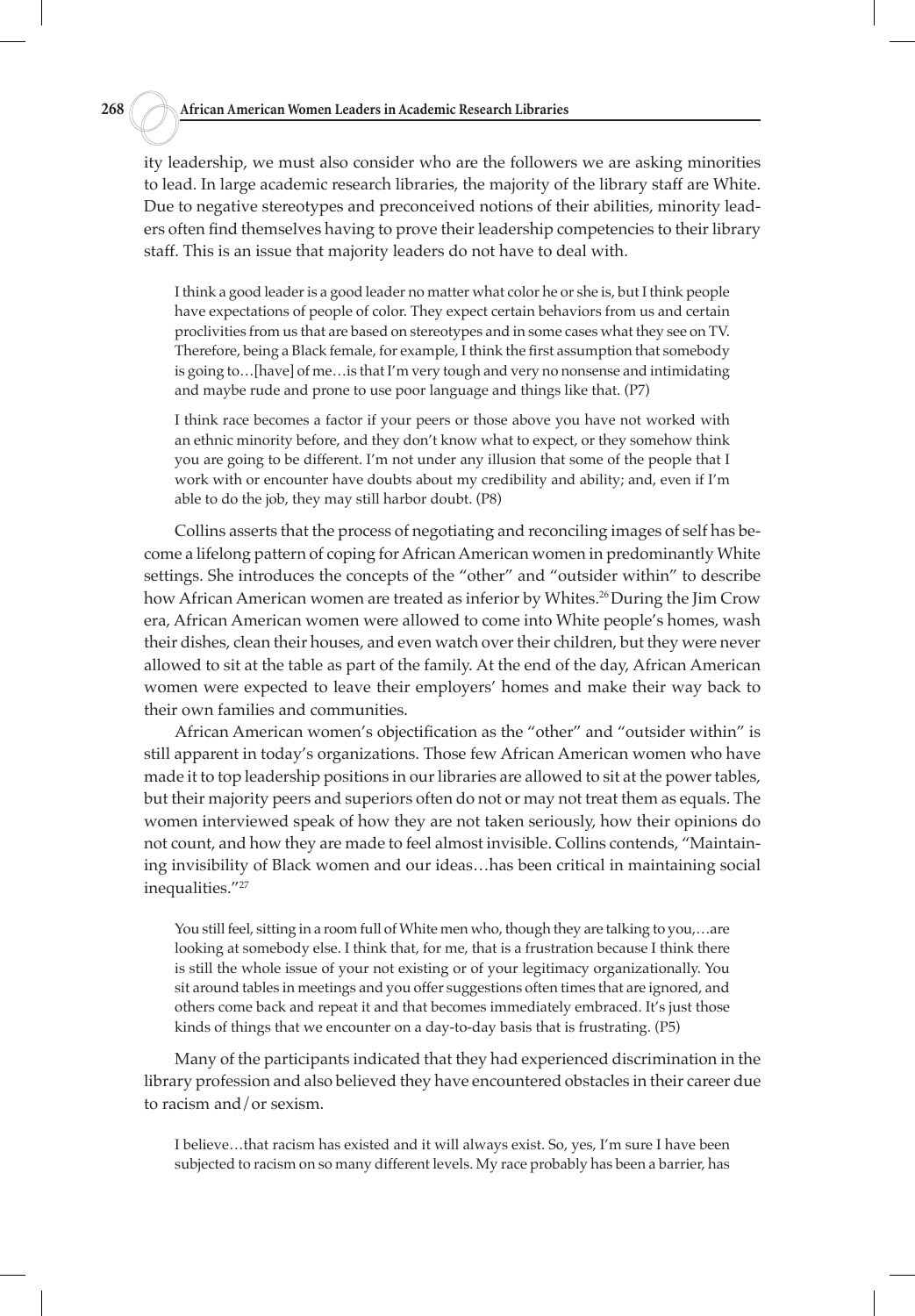ity leadership, we must also consider who are the followers we are asking minorities to lead. In large academic research libraries, the majority of the library staff are White. Due to negative stereotypes and preconceived notions of their abilities, minority leaders often find themselves having to prove their leadership competencies to their library staff. This is an issue that majority leaders do not have to deal with.

> I think a good leader is a good leader no matter what color he or she is, but I think people have expectations of people of color. They expect certain behaviors from us and certain proclivities from us that are based on stereotypes and in some cases what they see on TV. Therefore, being a Black female, for example, I think the first assumption that somebody is going to…[have] of me…is that I'm very tough and very no nonsense and intimidating and maybe rude and prone to use poor language and things like that. (P7)

> I think race becomes a factor if your peers or those above you have not worked with an ethnic minority before, and they don't know what to expect, or they somehow think you are going to be different. I'm not under any illusion that some of the people that I work with or encounter have doubts about my credibility and ability; and, even if I'm able to do the job, they may still harbor doubt. (P8)

Collins asserts that the process of negotiating and reconciling images of self has become a lifelong pattern of coping for African American women in predominantly White settings. She introduces the concepts of the "other" and "outsider within" to describe how African American women are treated as inferior by Whites.[26] During the Jim Crow era, African American women were allowed to come into White people's homes, wash their dishes, clean their houses, and even watch over their children, but they were never allowed to sit at the table as part of the family. At the end of the day, African American women were expected to leave their employers' homes and make their way back to their own families and communities.

African American women's objectification as the "other" and "outsider within" is still apparent in today's organizations. Those few African American women who have made it to top leadership positions in our libraries are allowed to sit at the power tables, but their majority peers and superiors often do not or may not treat them as equals. The women interviewed speak of how they are not taken seriously, how their opinions do not count, and how they are made to feel almost invisible. Collins contends, "Maintaining invisibility of Black women and our ideas…has been critical in maintaining social inequalities."[27]

> You still feel, sitting in a room full of White men who, though they are talking to you,…are looking at somebody else. I think that, for me, that is a frustration because I think there is still the whole issue of your not existing or of your legitimacy organizationally. You sit around tables in meetings and you offer suggestions often times that are ignored, and others come back and repeat it and that becomes immediately embraced. It's just those kinds of things that we encounter on a day-to-day basis that is frustrating. (P5)

Many of the participants indicated that they had experienced discrimination in the library profession and also believed they have encountered obstacles in their career due to racism and/or sexism.

> I believe…that racism has existed and it will always exist. So, yes, I'm sure I have been subjected to racism on so many different levels. My race probably has been a barrier, has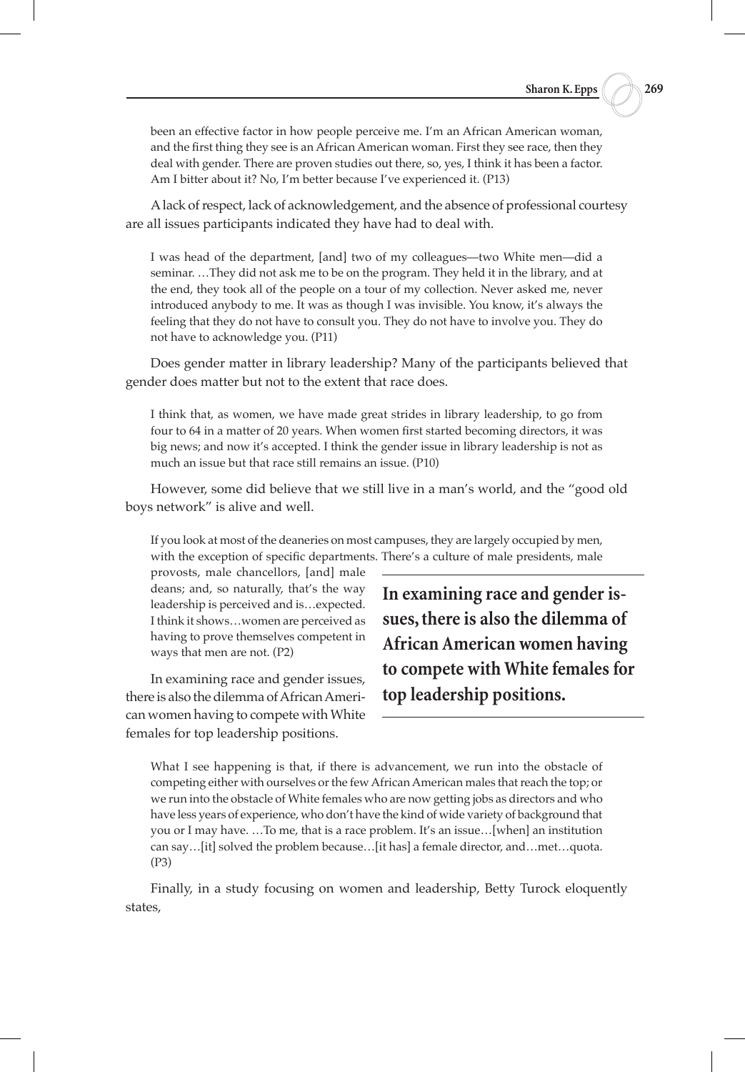> been an effective factor in how people perceive me. I'm an African American woman, and the first thing they see is an African American woman. First they see race, then they deal with gender. There are proven studies out there, so, yes, I think it has been a factor. Am I bitter about it? No, I'm better because I've experienced it. (P13)

A lack of respect, lack of acknowledgement, and the absence of professional courtesy are all issues participants indicated they have had to deal with.

> I was head of the department, [and] two of my colleagues—two White men—did a seminar. …They did not ask me to be on the program. They held it in the library, and at the end, they took all of the people on a tour of my collection. Never asked me, never introduced anybody to me. It was as though I was invisible. You know, it's always the feeling that they do not have to consult you. They do not have to involve you. They do not have to acknowledge you. (P11)

Does gender matter in library leadership? Many of the participants believed that gender does matter but not to the extent that race does.

> I think that, as women, we have made great strides in library leadership, to go from four to 64 in a matter of 20 years. When women first started becoming directors, it was big news; and now it's accepted. I think the gender issue in library leadership is not as much an issue but that race still remains an issue. (P10)

However, some did believe that we still live in a man's world, and the "good old boys network" is alive and well.

> If you look at most of the deaneries on most campuses, they are largely occupied by men, with the exception of specific departments. There's a culture of male presidents, male provosts, male chancellors, [and] male deans; and, so naturally, that's the way leadership is perceived and is…expected. I think it shows…women are perceived as having to prove themselves competent in ways that men are not. (P2)

In examining race and gender issues, there is also the dilemma of African American women having to compete with White females for top leadership positions.

**In examining race and gender issues, there is also the dilemma of African American women having to compete with White females for top leadership positions.**

> What I see happening is that, if there is advancement, we run into the obstacle of competing either with ourselves or the few African American males that reach the top; or we run into the obstacle of White females who are now getting jobs as directors and who have less years of experience, who don't have the kind of wide variety of background that you or I may have. …To me, that is a race problem. It's an issue…[when] an institution can say…[it] solved the problem because…[it has] a female director, and…met…quota. (P3)

Finally, in a study focusing on women and leadership, Betty Turock eloquently states,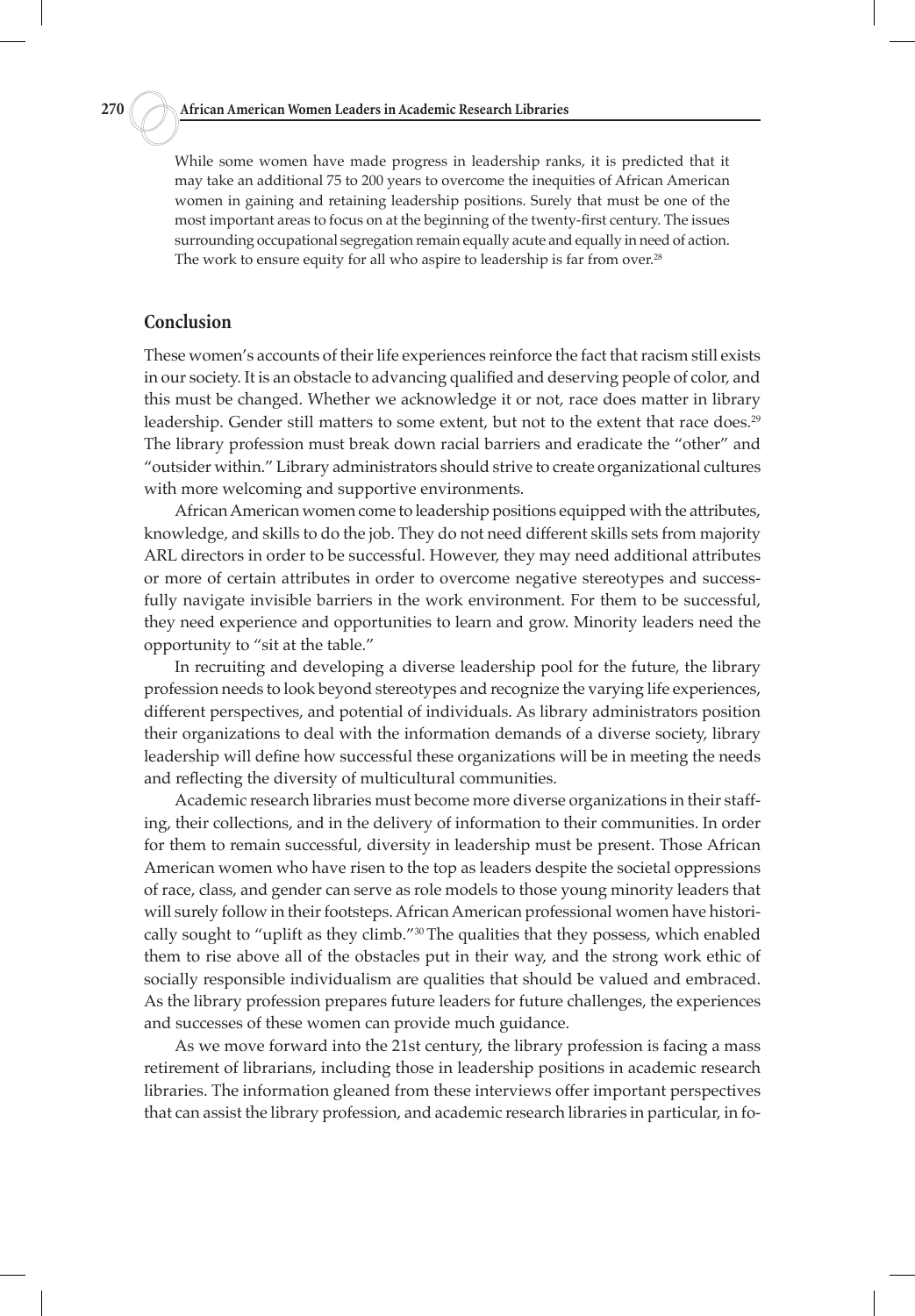While some women have made progress in leadership ranks, it is predicted that it may take an additional 75 to 200 years to overcome the inequities of African American women in gaining and retaining leadership positions. Surely that must be one of the most important areas to focus on at the beginning of the twenty-first century. The issues surrounding occupational segregation remain equally acute and equally in need of action. The work to ensure equity for all who aspire to leadership is far from over.[28]

## Conclusion

These women's accounts of their life experiences reinforce the fact that racism still exists in our society. It is an obstacle to advancing qualified and deserving people of color, and this must be changed. Whether we acknowledge it or not, race does matter in library leadership. Gender still matters to some extent, but not to the extent that race does.[29] The library profession must break down racial barriers and eradicate the "other" and "outsider within." Library administrators should strive to create organizational cultures with more welcoming and supportive environments.

African American women come to leadership positions equipped with the attributes, knowledge, and skills to do the job. They do not need different skills sets from majority ARL directors in order to be successful. However, they may need additional attributes or more of certain attributes in order to overcome negative stereotypes and successfully navigate invisible barriers in the work environment. For them to be successful, they need experience and opportunities to learn and grow. Minority leaders need the opportunity to "sit at the table."

In recruiting and developing a diverse leadership pool for the future, the library profession needs to look beyond stereotypes and recognize the varying life experiences, different perspectives, and potential of individuals. As library administrators position their organizations to deal with the information demands of a diverse society, library leadership will define how successful these organizations will be in meeting the needs and reflecting the diversity of multicultural communities.

Academic research libraries must become more diverse organizations in their staffing, their collections, and in the delivery of information to their communities. In order for them to remain successful, diversity in leadership must be present. Those African American women who have risen to the top as leaders despite the societal oppressions of race, class, and gender can serve as role models to those young minority leaders that will surely follow in their footsteps. African American professional women have historically sought to "uplift as they climb."[30] The qualities that they possess, which enabled them to rise above all of the obstacles put in their way, and the strong work ethic of socially responsible individualism are qualities that should be valued and embraced. As the library profession prepares future leaders for future challenges, the experiences and successes of these women can provide much guidance.

As we move forward into the 21st century, the library profession is facing a mass retirement of librarians, including those in leadership positions in academic research libraries. The information gleaned from these interviews offer important perspectives that can assist the library profession, and academic research libraries in particular, in fo-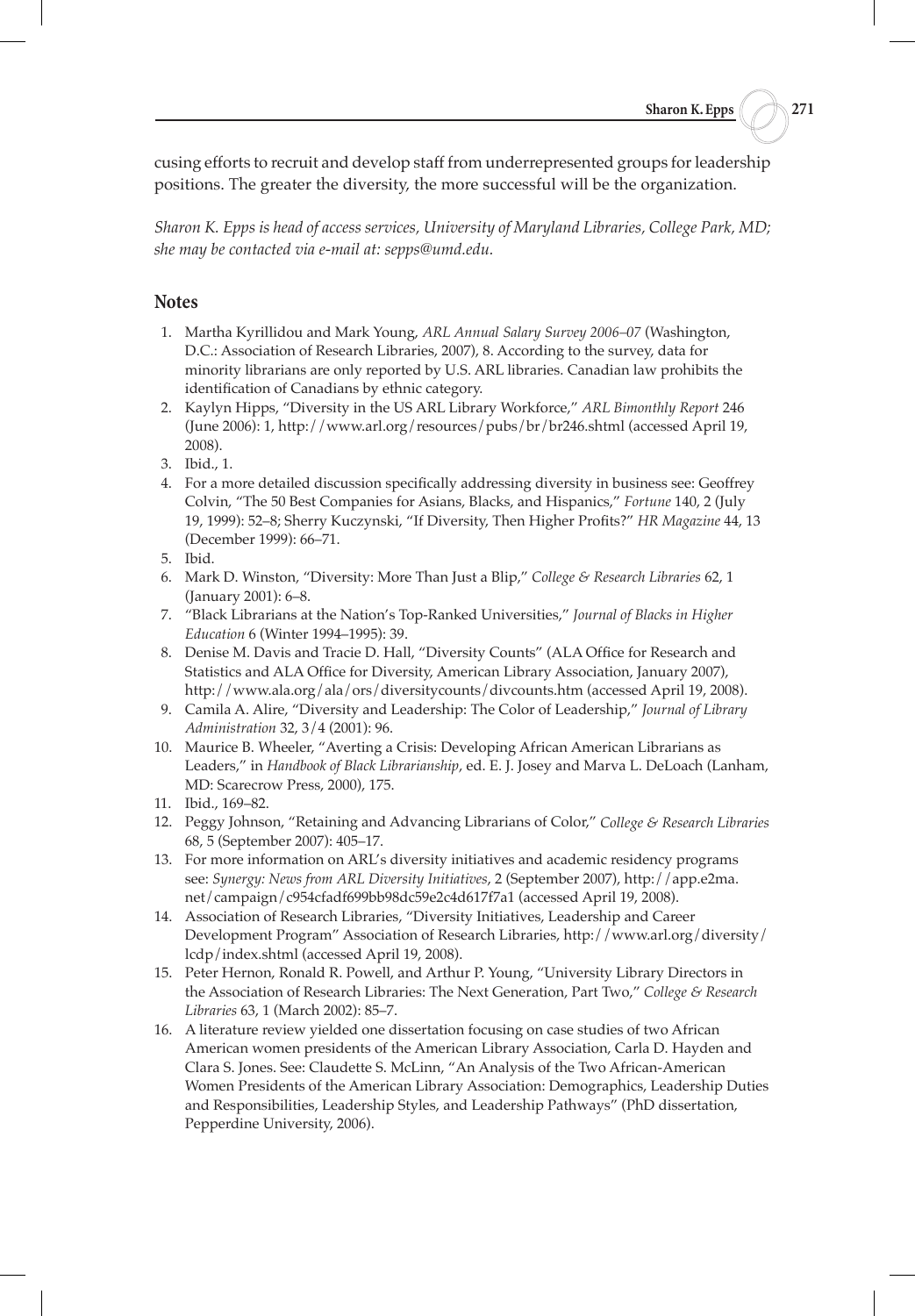cusing efforts to recruit and develop staff from underrepresented groups for leadership positions. The greater the diversity, the more successful will be the organization.

*Sharon K. Epps is head of access services, University of Maryland Libraries, College Park, MD; she may be contacted via e-mail at: sepps@umd.edu.*

## Notes

1. Martha Kyrillidou and Mark Young, *ARL Annual Salary Survey 2006–07* (Washington, D.C.: Association of Research Libraries, 2007), 8. According to the survey, data for minority librarians are only reported by U.S. ARL libraries. Canadian law prohibits the identification of Canadians by ethnic category.
2. Kaylyn Hipps, "Diversity in the US ARL Library Workforce," *ARL Bimonthly Report* 246 (June 2006): 1, http://www.arl.org/resources/pubs/br/br246.shtml (accessed April 19, 2008).
3. Ibid., 1.
4. For a more detailed discussion specifically addressing diversity in business see: Geoffrey Colvin, "The 50 Best Companies for Asians, Blacks, and Hispanics," *Fortune* 140, 2 (July 19, 1999): 52–8; Sherry Kuczynski, "If Diversity, Then Higher Profits?" *HR Magazine* 44, 13 (December 1999): 66–71.
5. Ibid.
6. Mark D. Winston, "Diversity: More Than Just a Blip," *College & Research Libraries* 62, 1 (January 2001): 6–8.
7. "Black Librarians at the Nation's Top-Ranked Universities," *Journal of Blacks in Higher Education* 6 (Winter 1994–1995): 39.
8. Denise M. Davis and Tracie D. Hall, "Diversity Counts" (ALA Office for Research and Statistics and ALA Office for Diversity, American Library Association, January 2007), http://www.ala.org/ala/ors/diversitycounts/divcounts.htm (accessed April 19, 2008).
9. Camila A. Alire, "Diversity and Leadership: The Color of Leadership," *Journal of Library Administration* 32, 3/4 (2001): 96.
10. Maurice B. Wheeler, "Averting a Crisis: Developing African American Librarians as Leaders," in *Handbook of Black Librarianship*, ed. E. J. Josey and Marva L. DeLoach (Lanham, MD: Scarecrow Press, 2000), 175.
11. Ibid., 169–82.
12. Peggy Johnson, "Retaining and Advancing Librarians of Color," *College & Research Libraries* 68, 5 (September 2007): 405–17.
13. For more information on ARL's diversity initiatives and academic residency programs see: *Synergy: News from ARL Diversity Initiatives*, 2 (September 2007), http://app.e2ma.net/campaign/c954cfadf699bb98dc59e2c4d617f7a1 (accessed April 19, 2008).
14. Association of Research Libraries, "Diversity Initiatives, Leadership and Career Development Program" Association of Research Libraries, http://www.arl.org/diversity/lcdp/index.shtml (accessed April 19, 2008).
15. Peter Hernon, Ronald R. Powell, and Arthur P. Young, "University Library Directors in the Association of Research Libraries: The Next Generation, Part Two," *College & Research Libraries* 63, 1 (March 2002): 85–7.
16. A literature review yielded one dissertation focusing on case studies of two African American women presidents of the American Library Association, Carla D. Hayden and Clara S. Jones. See: Claudette S. McLinn, "An Analysis of the Two African-American Women Presidents of the American Library Association: Demographics, Leadership Duties and Responsibilities, Leadership Styles, and Leadership Pathways" (PhD dissertation, Pepperdine University, 2006).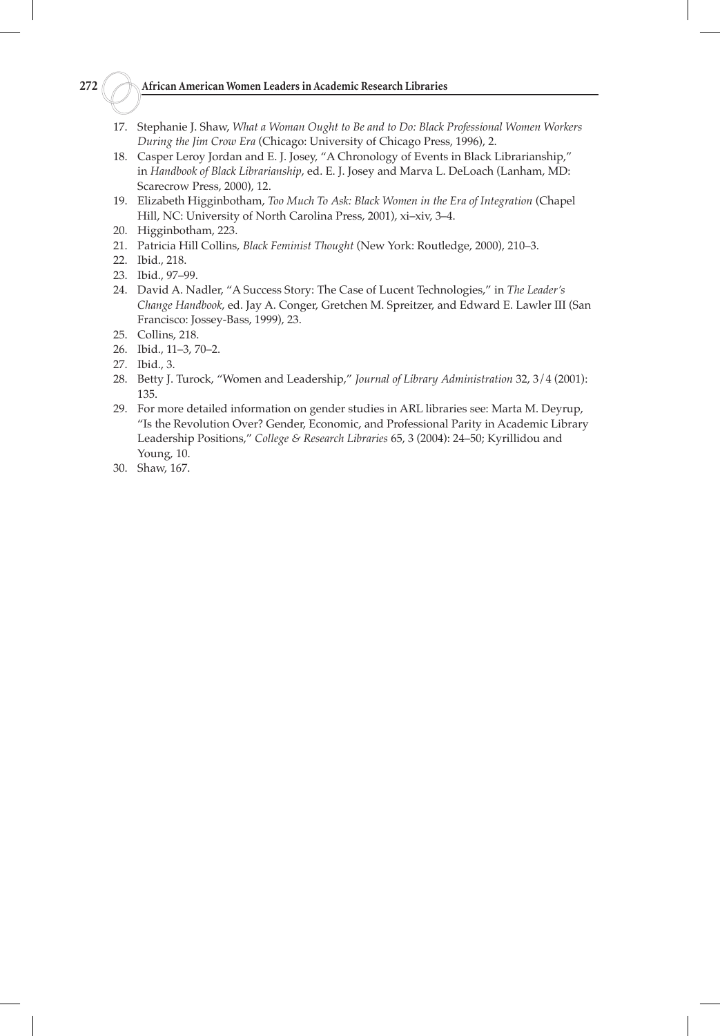17. Stephanie J. Shaw, *What a Woman Ought to Be and to Do: Black Professional Women Workers During the Jim Crow Era* (Chicago: University of Chicago Press, 1996), 2.
18. Casper Leroy Jordan and E. J. Josey, "A Chronology of Events in Black Librarianship," in *Handbook of Black Librarianship*, ed. E. J. Josey and Marva L. DeLoach (Lanham, MD: Scarecrow Press, 2000), 12.
19. Elizabeth Higginbotham, *Too Much To Ask: Black Women in the Era of Integration* (Chapel Hill, NC: University of North Carolina Press, 2001), xi–xiv, 3–4.
20. Higginbotham, 223.
21. Patricia Hill Collins, *Black Feminist Thought* (New York: Routledge, 2000), 210–3.
22. Ibid., 218.
23. Ibid., 97–99.
24. David A. Nadler, "A Success Story: The Case of Lucent Technologies," in *The Leader's Change Handbook*, ed. Jay A. Conger, Gretchen M. Spreitzer, and Edward E. Lawler III (San Francisco: Jossey-Bass, 1999), 23.
25. Collins, 218.
26. Ibid., 11–3, 70–2.
27. Ibid., 3.
28. Betty J. Turock, "Women and Leadership," *Journal of Library Administration* 32, 3/4 (2001): 135.
29. For more detailed information on gender studies in ARL libraries see: Marta M. Deyrup, "Is the Revolution Over? Gender, Economic, and Professional Parity in Academic Library Leadership Positions," *College & Research Libraries* 65, 3 (2004): 24–50; Kyrillidou and Young, 10.
30. Shaw, 167.